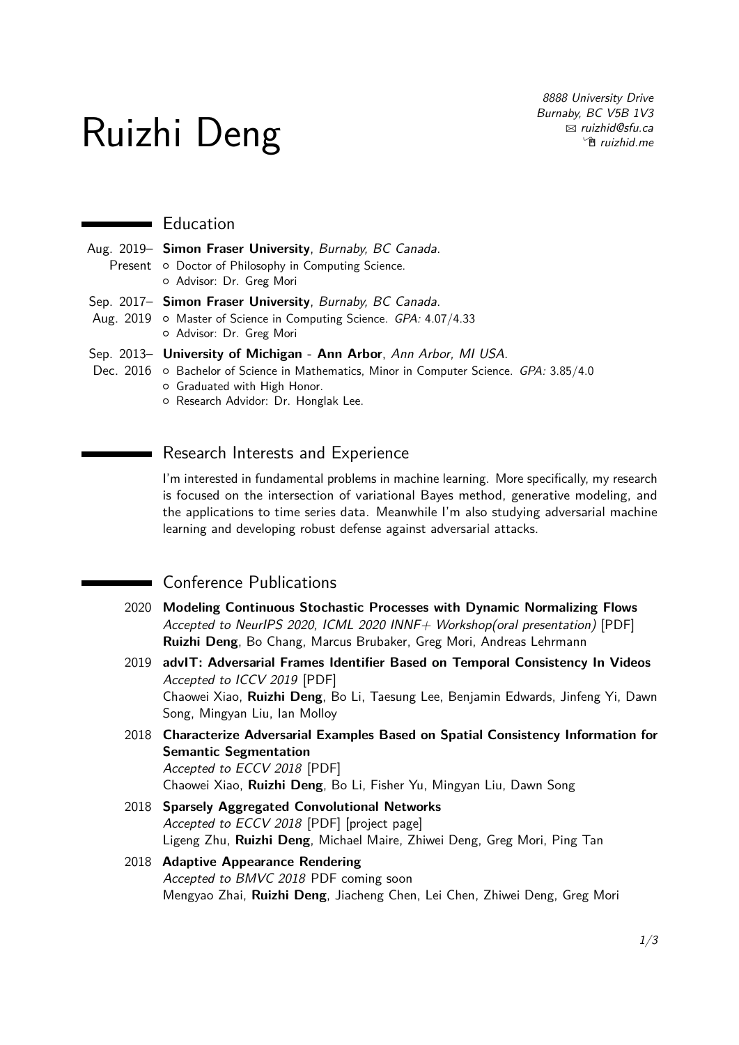# Ruizhi Deng

8888 University Drive
Burnaby, BC V5B 1V3
✉ ruizhid@sfu.ca
ruizhid.me

## Education

**Aug. 2019– Present** **Simon Fraser University**, *Burnaby, BC Canada.*
- Doctor of Philosophy in Computing Science.
- Advisor: Dr. Greg Mori

**Sep. 2017– Aug. 2019** **Simon Fraser University**, *Burnaby, BC Canada.*
- Master of Science in Computing Science. *GPA:* 4.07/4.33
- Advisor: Dr. Greg Mori

**Sep. 2013– Dec. 2016** **University of Michigan - Ann Arbor**, *Ann Arbor, MI USA.*
- Bachelor of Science in Mathematics, Minor in Computer Science. *GPA:* 3.85/4.0
- Graduated with High Honor.
- Research Advidor: Dr. Honglak Lee.

## Research Interests and Experience

I'm interested in fundamental problems in machine learning. More specifically, my research is focused on the intersection of variational Bayes method, generative modeling, and the applications to time series data. Meanwhile I'm also studying adversarial machine learning and developing robust defense against adversarial attacks.

## Conference Publications

2020 **Modeling Continuous Stochastic Processes with Dynamic Normalizing Flows**
*Accepted to NeurIPS 2020, ICML 2020 INNF+ Workshop(oral presentation)* [PDF]
**Ruizhi Deng**, Bo Chang, Marcus Brubaker, Greg Mori, Andreas Lehrmann

2019 **advIT: Adversarial Frames Identifier Based on Temporal Consistency In Videos**
*Accepted to ICCV 2019* [PDF]
Chaowei Xiao, **Ruizhi Deng**, Bo Li, Taesung Lee, Benjamin Edwards, Jinfeng Yi, Dawn Song, Mingyan Liu, Ian Molloy

2018 **Characterize Adversarial Examples Based on Spatial Consistency Information for Semantic Segmentation**
*Accepted to ECCV 2018* [PDF]
Chaowei Xiao, **Ruizhi Deng**, Bo Li, Fisher Yu, Mingyan Liu, Dawn Song

2018 **Sparsely Aggregated Convolutional Networks**
*Accepted to ECCV 2018* [PDF] [project page]
Ligeng Zhu, **Ruizhi Deng**, Michael Maire, Zhiwei Deng, Greg Mori, Ping Tan

2018 **Adaptive Appearance Rendering**
*Accepted to BMVC 2018* PDF coming soon
Mengyao Zhai, **Ruizhi Deng**, Jiacheng Chen, Lei Chen, Zhiwei Deng, Greg Mori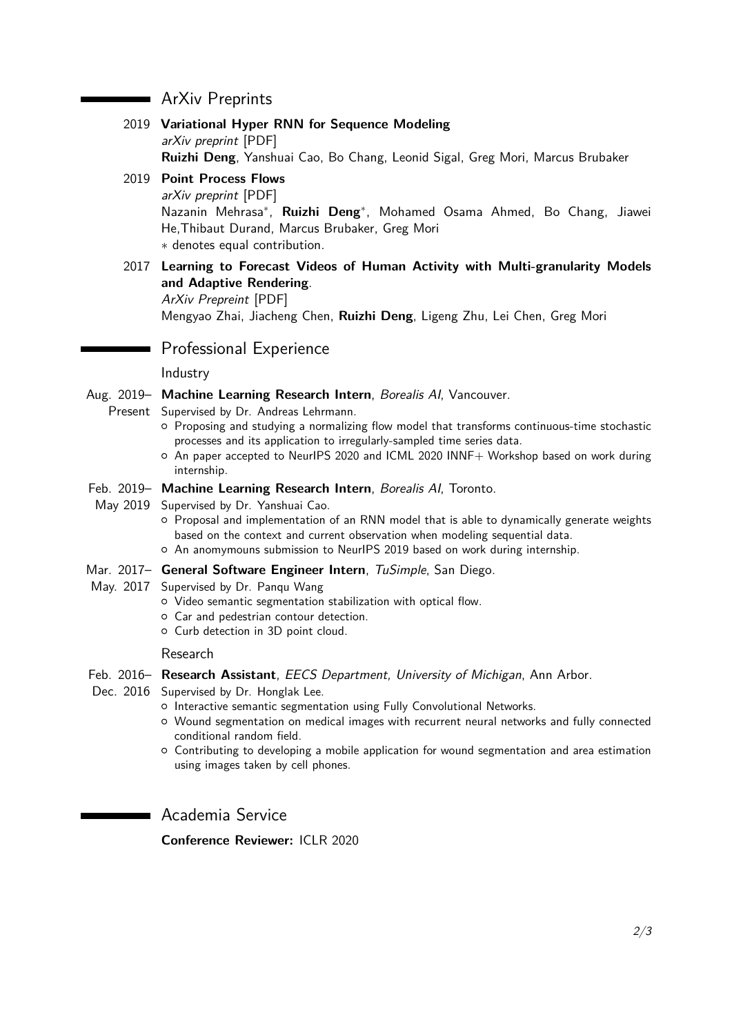## ArXiv Preprints

2019 **Variational Hyper RNN for Sequence Modeling**
*arXiv preprint* [PDF]
**Ruizhi Deng**, Yanshuai Cao, Bo Chang, Leonid Sigal, Greg Mori, Marcus Brubaker

2019 **Point Process Flows**
*arXiv preprint* [PDF]
Nazanin Mehrasa*, **Ruizhi Deng***, Mohamed Osama Ahmed, Bo Chang, Jiawei He,Thibaut Durand, Marcus Brubaker, Greg Mori
* denotes equal contribution.

2017 **Learning to Forecast Videos of Human Activity with Multi-granularity Models and Adaptive Rendering**.
*ArXiv Prepreint* [PDF]
Mengyao Zhai, Jiacheng Chen, **Ruizhi Deng**, Ligeng Zhu, Lei Chen, Greg Mori

## Professional Experience

### Industry

Aug. 2019– Present **Machine Learning Research Intern**, *Borealis AI*, Vancouver.
Supervised by Dr. Andreas Lehrmann.
- Proposing and studying a normalizing flow model that transforms continuous-time stochastic processes and its application to irregularly-sampled time series data.
- An paper accepted to NeurIPS 2020 and ICML 2020 INNF+ Workshop based on work during internship.

Feb. 2019– May 2019 **Machine Learning Research Intern**, *Borealis AI*, Toronto.
Supervised by Dr. Yanshuai Cao.
- Proposal and implementation of an RNN model that is able to dynamically generate weights based on the context and current observation when modeling sequential data.
- An anomymouns submission to NeurIPS 2019 based on work during internship.

Mar. 2017– May. 2017 **General Software Engineer Intern**, *TuSimple*, San Diego.
Supervised by Dr. Panqu Wang
- Video semantic segmentation stabilization with optical flow.
- Car and pedestrian contour detection.
- Curb detection in 3D point cloud.

### Research

Feb. 2016– Dec. 2016 **Research Assistant**, *EECS Department, University of Michigan*, Ann Arbor.
Supervised by Dr. Honglak Lee.
- Interactive semantic segmentation using Fully Convolutional Networks.
- Wound segmentation on medical images with recurrent neural networks and fully connected conditional random field.
- Contributing to developing a mobile application for wound segmentation and area estimation using images taken by cell phones.

## Academia Service

**Conference Reviewer:** ICLR 2020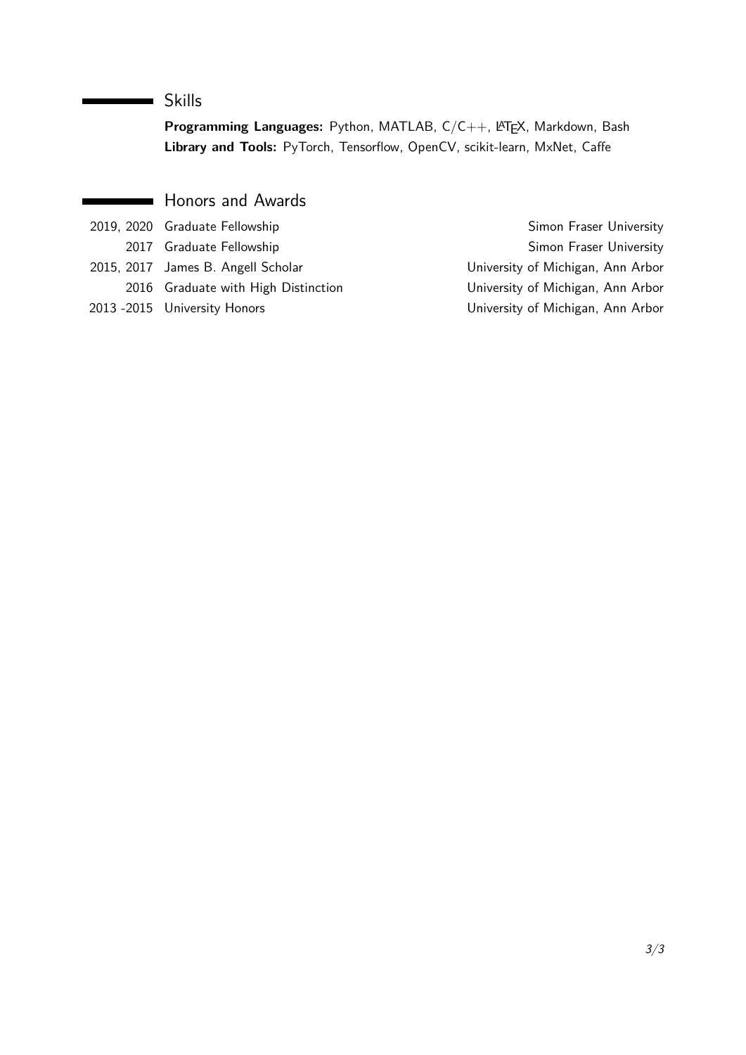## Skills

**Programming Languages:** Python, MATLAB, C/C++, LaTeX, Markdown, Bash
**Library and Tools:** PyTorch, Tensorflow, OpenCV, scikit-learn, MxNet, Caffe

## Honors and Awards

| | | |
|---|---|---|
| 2019, 2020 | Graduate Fellowship | Simon Fraser University |
| 2017 | Graduate Fellowship | Simon Fraser University |
| 2015, 2017 | James B. Angell Scholar | University of Michigan, Ann Arbor |
| 2016 | Graduate with High Distinction | University of Michigan, Ann Arbor |
| 2013 -2015 | University Honors | University of Michigan, Ann Arbor |